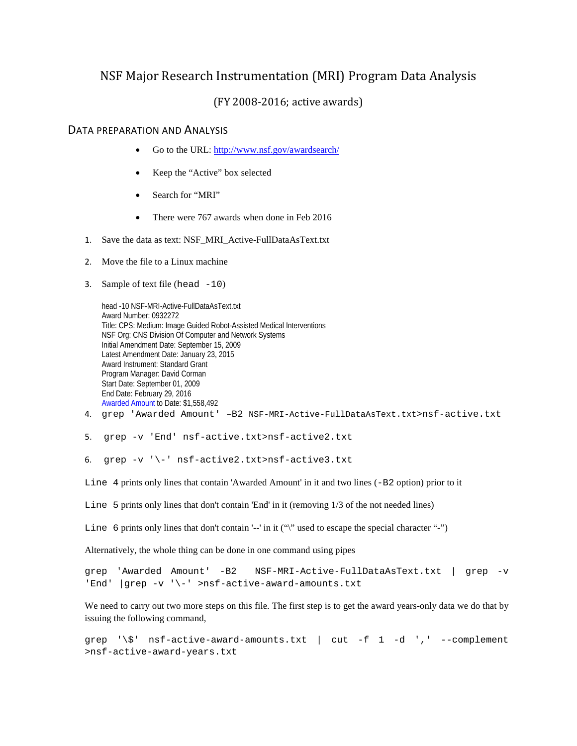# NSF Major Research Instrumentation (MRI) Program Data Analysis

(FY 2008-2016; active awards)

## Data Preparation and Analysis

- Go to the URL: http://www.nsf.gov/awardsearch/
- Keep the "Active" box selected
- Search for "MRI"
- There were 767 awards when done in Feb 2016

1. Save the data as text: NSF_MRI_Active-FullDataAsText.txt
2. Move the file to a Linux machine
3. Sample of text file (`head -10`)

```
head -10 NSF-MRI-Active-FullDataAsText.txt
Award Number: 0932272
Title: CPS: Medium: Image Guided Robot-Assisted Medical Interventions
NSF Org: CNS Division Of Computer and Network Systems
Initial Amendment Date: September 15, 2009
Latest Amendment Date: January 23, 2015
Award Instrument: Standard Grant
Program Manager: David Corman
Start Date: September 01, 2009
End Date: February 29, 2016
Awarded Amount to Date: $1,558,492
```

4. `grep 'Awarded Amount' –B2 NSF-MRI-Active-FullDataAsText.txt>nsf-active.txt`
5. `grep -v 'End' nsf-active.txt>nsf-active2.txt`
6. `grep -v '\-' nsf-active2.txt>nsf-active3.txt`

`Line 4` prints only lines that contain 'Awarded Amount' in it and two lines (`-B2` option) prior to it

`Line 5` prints only lines that don't contain 'End' in it (removing 1/3 of the not needed lines)

`Line 6` prints only lines that don't contain '--' in it ("\" used to escape the special character "-")

Alternatively, the whole thing can be done in one command using pipes

```
grep 'Awarded Amount' -B2 NSF-MRI-Active-FullDataAsText.txt | grep -v
'End' |grep -v '\-' >nsf-active-award-amounts.txt
```

We need to carry out two more steps on this file. The first step is to get the award years-only data we do that by issuing the following command,

```
grep '\$' nsf-active-award-amounts.txt | cut -f 1 -d ',' --complement
>nsf-active-award-years.txt
```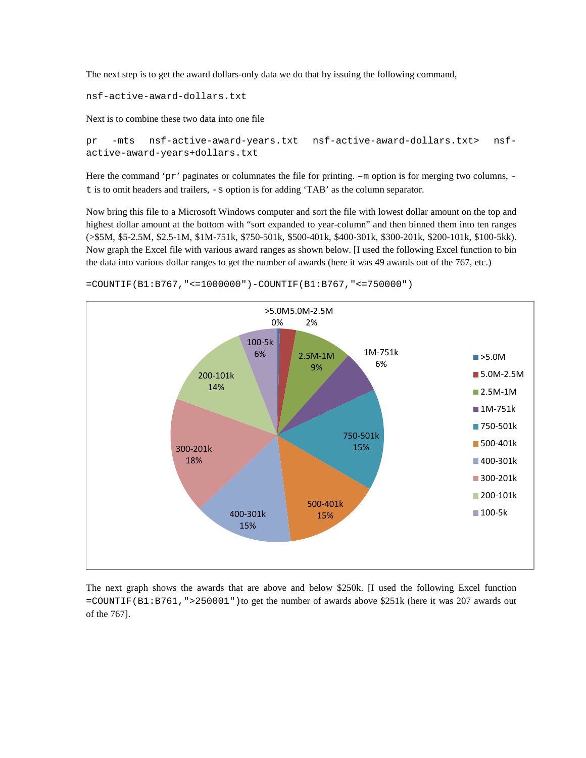The next step is to get the award dollars-only data we do that by issuing the following command,

```
nsf-active-award-dollars.txt
```

Next is to combine these two data into one file

```
pr -mts nsf-active-award-years.txt nsf-active-award-dollars.txt> nsf-active-award-years+dollars.txt
```

Here the command '`pr`' paginates or columnates the file for printing. `–m` option is for merging two columns, `-t` is to omit headers and trailers, `-s` option is for adding 'TAB' as the column separator.

Now bring this file to a Microsoft Windows computer and sort the file with lowest dollar amount on the top and highest dollar amount at the bottom with "sort expanded to year-column" and then binned them into ten ranges (>$5M, $5-2.5M, $2.5-1M, $1M-751k, $750-501k, $500-401k, $400-301k, $300-201k, $200-101k, $100-5kk). Now graph the Excel file with various award ranges as shown below. [I used the following Excel function to bin the data into various dollar ranges to get the number of awards (here it was 49 awards out of the 767, etc.)

```
=COUNTIF(B1:B767,"<=1000000")-COUNTIF(B1:B767,"<=750000")
```

The next graph shows the awards that are above and below $250k. [I used the following Excel function `=COUNTIF(B1:B761,">250001")` to get the number of awards above $251k (here it was 207 awards out of the 767].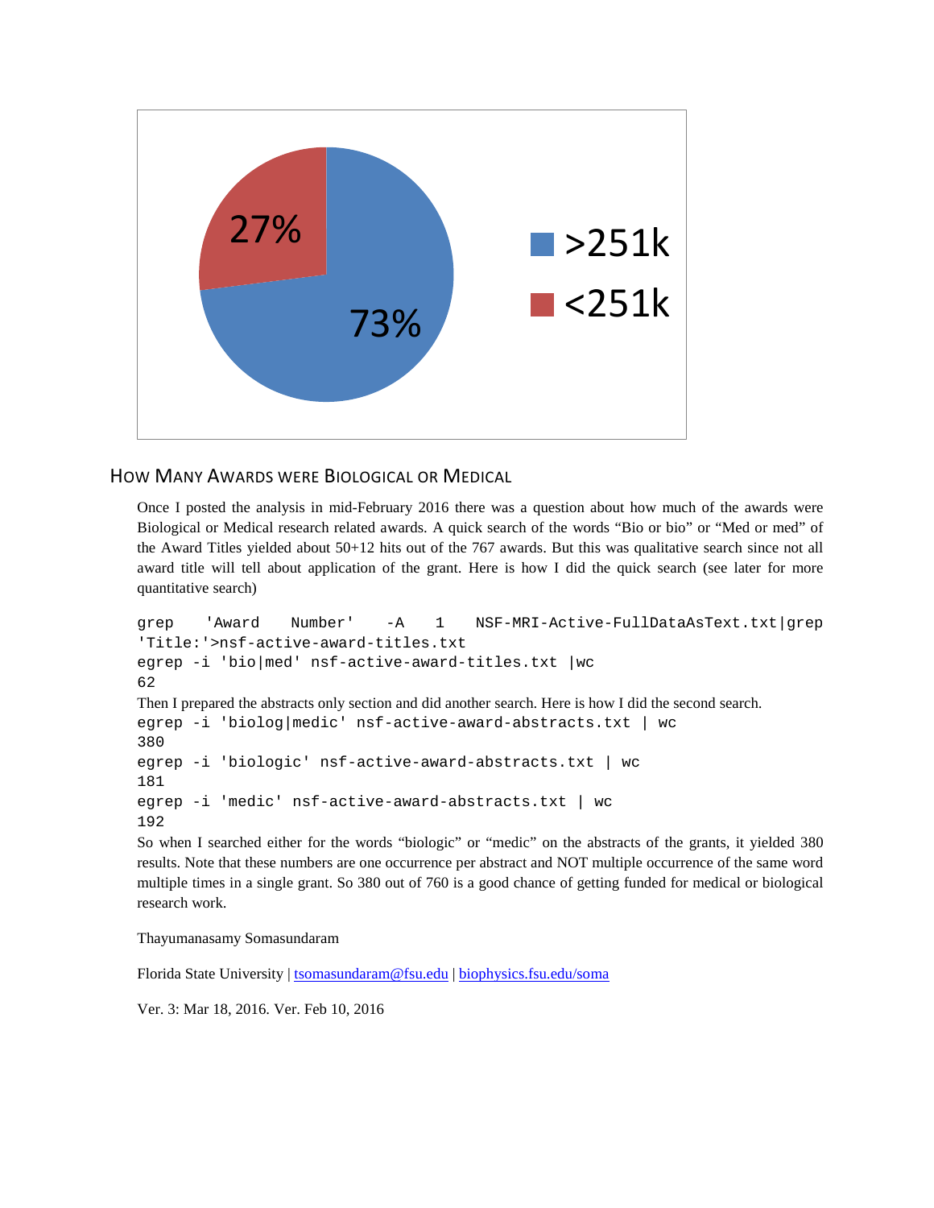27%

73%

>251k

<251k

## How Many Awards were Biological or Medical

Once I posted the analysis in mid-February 2016 there was a question about how much of the awards were Biological or Medical research related awards. A quick search of the words “Bio or bio” or “Med or med” of the Award Titles yielded about 50+12 hits out of the 767 awards. But this was qualitative search since not all award title will tell about application of the grant. Here is how I did the quick search (see later for more quantitative search)

```
grep 'Award Number' -A 1 NSF-MRI-Active-FullDataAsText.txt|grep 'Title:'>nsf-active-award-titles.txt
egrep -i 'bio|med' nsf-active-award-titles.txt |wc
62
```

Then I prepared the abstracts only section and did another search. Here is how I did the second search.

```
egrep -i 'biolog|medic' nsf-active-award-abstracts.txt | wc
380
egrep -i 'biologic' nsf-active-award-abstracts.txt | wc
181
egrep -i 'medic' nsf-active-award-abstracts.txt | wc
192
```

So when I searched either for the words “biologic” or “medic” on the abstracts of the grants, it yielded 380 results. Note that these numbers are one occurrence per abstract and NOT multiple occurrence of the same word multiple times in a single grant. So 380 out of 760 is a good chance of getting funded for medical or biological research work.

Thayumanasamy Somasundaram

Florida State University | tsomasundaram@fsu.edu | biophysics.fsu.edu/soma

Ver. 3: Mar 18, 2016. Ver. Feb 10, 2016